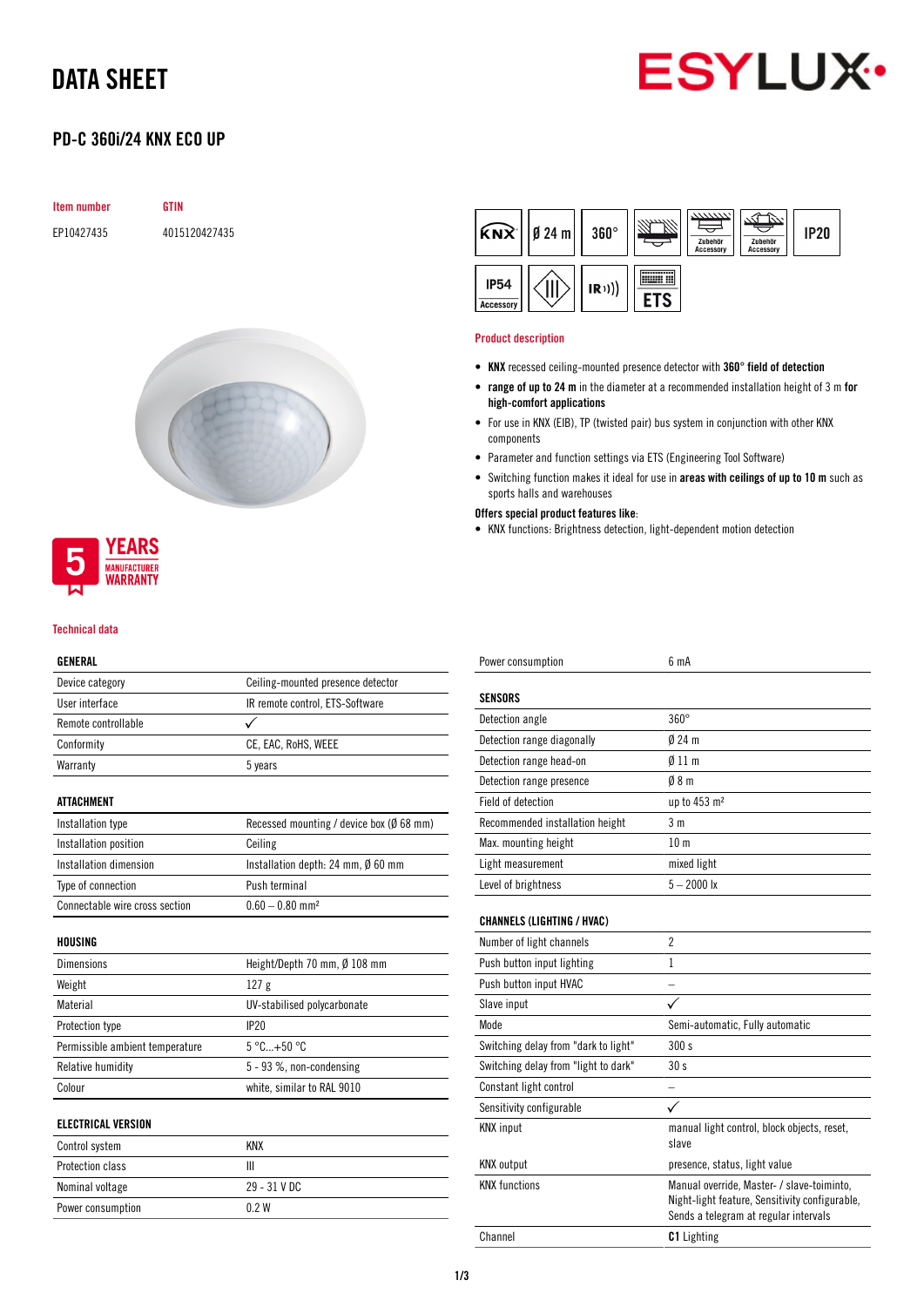# DATA SHEET

## PD-C 360i/24 KNX ECO UP

| Item number | GTIN |
|---|---|
| EP10427435 | 4015120427435 |

KNX | Ø 24 m | 360° | Zubehör Accessory | Zubehör Accessory | IP20 | IP54 Accessory | IR | ETS

5 YEARS MANUFACTURER WARRANTY

### Product description

- **KNX** recessed ceiling-mounted presence detector with **360° field of detection**
- **range of up to 24 m** in the diameter at a recommended installation height of 3 m **for high-comfort applications**
- For use in KNX (EIB), TP (twisted pair) bus system in conjunction with other KNX components
- Parameter and function settings via ETS (Engineering Tool Software)
- Switching function makes it ideal for use in **areas with ceilings of up to 10 m** such as sports halls and warehouses

**Offers special product features like**:

- KNX functions: Brightness detection, light-dependent motion detection

### Technical data

| GENERAL | |
|---|---|
| Device category | Ceiling-mounted presence detector |
| User interface | IR remote control, ETS-Software |
| Remote controllable | ✓ |
| Conformity | CE, EAC, RoHS, WEEE |
| Warranty | 5 years |

| ATTACHMENT | |
|---|---|
| Installation type | Recessed mounting / device box (Ø 68 mm) |
| Installation position | Ceiling |
| Installation dimension | Installation depth: 24 mm, Ø 60 mm |
| Type of connection | Push terminal |
| Connectable wire cross section | 0.60 – 0.80 mm² |

| HOUSING | |
|---|---|
| Dimensions | Height/Depth 70 mm, Ø 108 mm |
| Weight | 127 g |
| Material | UV-stabilised polycarbonate |
| Protection type | IP20 |
| Permissible ambient temperature | 5 °C...+50 °C |
| Relative humidity | 5 - 93 %, non-condensing |
| Colour | white, similar to RAL 9010 |

| ELECTRICAL VERSION | |
|---|---|
| Control system | KNX |
| Protection class | III |
| Nominal voltage | 29 - 31 V DC |
| Power consumption | 0.2 W |
| Power consumption | 6 mA |

| SENSORS | |
|---|---|
| Detection angle | 360° |
| Detection range diagonally | Ø 24 m |
| Detection range head-on | Ø 11 m |
| Detection range presence | Ø 8 m |
| Field of detection | up to 453 m² |
| Recommended installation height | 3 m |
| Max. mounting height | 10 m |
| Light measurement | mixed light |
| Level of brightness | 5 – 2000 lx |

| CHANNELS (LIGHTING / HVAC) | |
|---|---|
| Number of light channels | 2 |
| Push button input lighting | 1 |
| Push button input HVAC | – |
| Slave input | ✓ |
| Mode | Semi-automatic, Fully automatic |
| Switching delay from "dark to light" | 300 s |
| Switching delay from "light to dark" | 30 s |
| Constant light control | – |
| Sensitivity configurable | ✓ |
| KNX input | manual light control, block objects, reset, slave |
| KNX output | presence, status, light value |
| KNX functions | Manual override, Master- / slave-toiminto, Night-light feature, Sensitivity configurable, Sends a telegram at regular intervals |
| Channel | **C1** Lighting |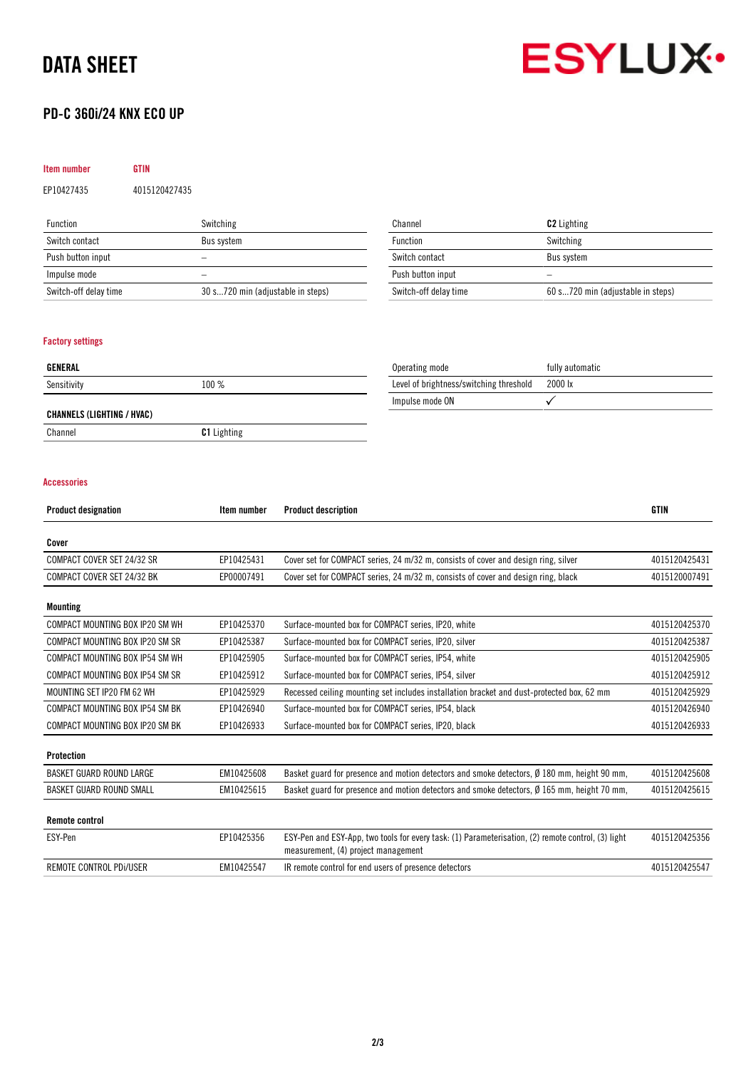# DATA SHEET

## PD-C 360i/24 KNX ECO UP

| Item number | GTIN |
|---|---|
| EP10427435 | 4015120427435 |

| Function | Switching |
|---|---|
| Switch contact | Bus system |
| Push button input | – |
| Impulse mode | – |
| Switch-off delay time | 30 s...720 min (adjustable in steps) |

| Channel | **C2** Lighting |
|---|---|
| Function | Switching |
| Switch contact | Bus system |
| Push button input | – |
| Switch-off delay time | 60 s...720 min (adjustable in steps) |

### Factory settings

| **GENERAL** | |
|---|---|
| Sensitivity | 100 % |

| **CHANNELS (LIGHTING / HVAC)** | |
|---|---|
| Channel | **C1** Lighting |

| Operating mode | fully automatic |
|---|---|
| Level of brightness/switching threshold | 2000 lx |
| Impulse mode ON | ✓ |

### Accessories

| Product designation | Item number | Product description | GTIN |
|---|---|---|---|
| **Cover** | | | |
| COMPACT COVER SET 24/32 SR | EP10425431 | Cover set for COMPACT series, 24 m/32 m, consists of cover and design ring, silver | 4015120425431 |
| COMPACT COVER SET 24/32 BK | EP00007491 | Cover set for COMPACT series, 24 m/32 m, consists of cover and design ring, black | 4015120007491 |
| **Mounting** | | | |
| COMPACT MOUNTING BOX IP20 SM WH | EP10425370 | Surface-mounted box for COMPACT series, IP20, white | 4015120425370 |
| COMPACT MOUNTING BOX IP20 SM SR | EP10425387 | Surface-mounted box for COMPACT series, IP20, silver | 4015120425387 |
| COMPACT MOUNTING BOX IP54 SM WH | EP10425905 | Surface-mounted box for COMPACT series, IP54, white | 4015120425905 |
| COMPACT MOUNTING BOX IP54 SM SR | EP10425912 | Surface-mounted box for COMPACT series, IP54, silver | 4015120425912 |
| MOUNTING SET IP20 FM 62 WH | EP10425929 | Recessed ceiling mounting set includes installation bracket and dust-protected box, 62 mm | 4015120425929 |
| COMPACT MOUNTING BOX IP54 SM BK | EP10426940 | Surface-mounted box for COMPACT series, IP54, black | 4015120426940 |
| COMPACT MOUNTING BOX IP20 SM BK | EP10426933 | Surface-mounted box for COMPACT series, IP20, black | 4015120426933 |
| **Protection** | | | |
| BASKET GUARD ROUND LARGE | EM10425608 | Basket guard for presence and motion detectors and smoke detectors, Ø 180 mm, height 90 mm, | 4015120425608 |
| BASKET GUARD ROUND SMALL | EM10425615 | Basket guard for presence and motion detectors and smoke detectors, Ø 165 mm, height 70 mm, | 4015120425615 |
| **Remote control** | | | |
| ESY-Pen | EP10425356 | ESY-Pen and ESY-App, two tools for every task: (1) Parameterisation, (2) remote control, (3) light measurement, (4) project management | 4015120425356 |
| REMOTE CONTROL PDi/USER | EM10425547 | IR remote control for end users of presence detectors | 4015120425547 |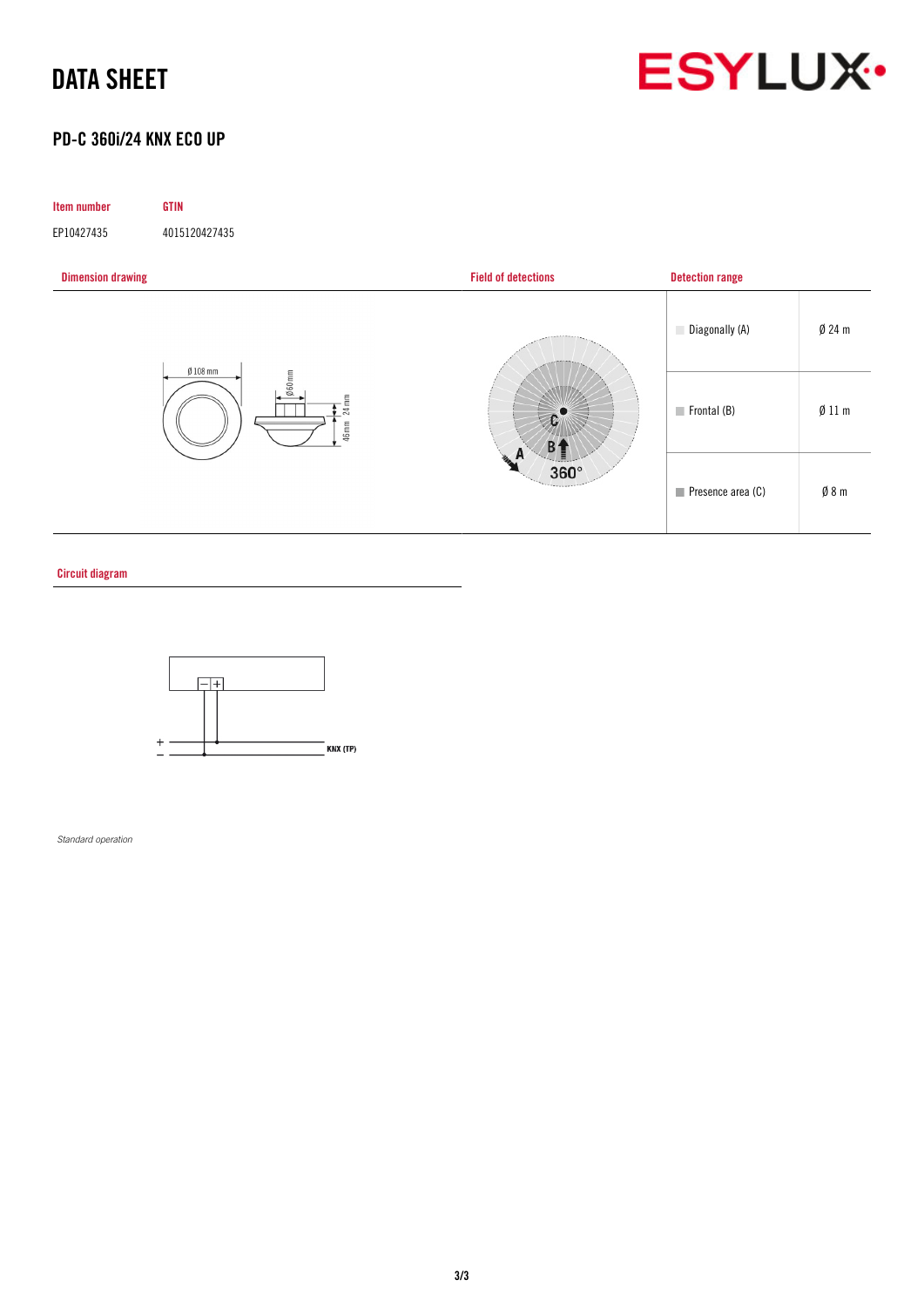# DATA SHEET

## PD-C 360i/24 KNX ECO UP

| Item number | GTIN |
| --- | --- |
| EP10427435 | 4015120427435 |

### Dimension drawing

Ø 108 mm

Ø 60 mm

24 mm

46mm

### Field of detections

A

B

C

360°

### Detection range

| | |
| --- | --- |
| Diagonally (A) | Ø 24 m |
| Frontal (B) | Ø 11 m |
| Presence area (C) | Ø 8 m |

### Circuit diagram

−
+
+
−
KNX (TP)

*Standard operation*